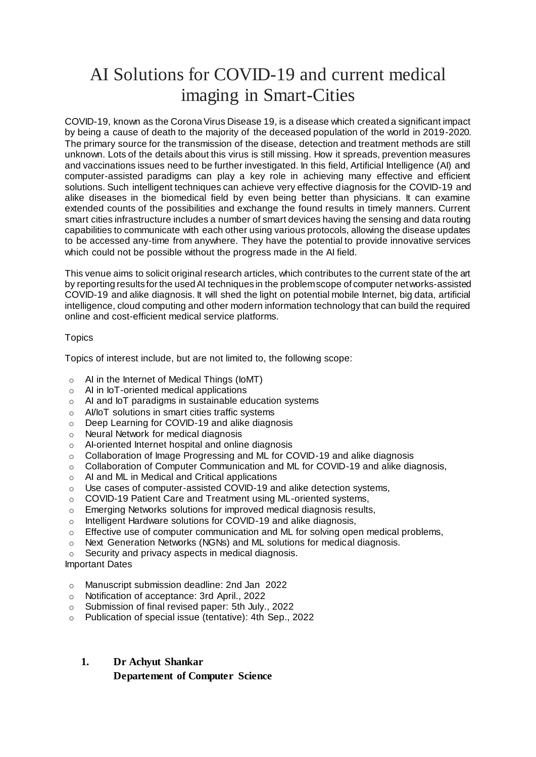# AI Solutions for COVID-19 and current medical imaging in Smart-Cities

COVID-19, known as the Corona Virus Disease 19, is a disease which created a significant impact by being a cause of death to the majority of the deceased population of the world in 2019-2020. The primary source for the transmission of the disease, detection and treatment methods are still unknown. Lots of the details about this virus is still missing. How it spreads, prevention measures and vaccinations issues need to be further investigated. In this field, Artificial Intelligence (AI) and computer-assisted paradigms can play a key role in achieving many effective and efficient solutions. Such intelligent techniques can achieve very effective diagnosis for the COVID-19 and alike diseases in the biomedical field by even being better than physicians. It can examine extended counts of the possibilities and exchange the found results in timely manners. Current smart cities infrastructure includes a number of smart devices having the sensing and data routing capabilities to communicate with each other using various protocols, allowing the disease updates to be accessed any-time from anywhere. They have the potential to provide innovative services which could not be possible without the progress made in the AI field.

This venue aims to solicit original research articles, which contributes to the current state of the art by reporting results for the used AI techniques in the problem scope of computer networks-assisted COVID-19 and alike diagnosis. It will shed the light on potential mobile Internet, big data, artificial intelligence, cloud computing and other modern information technology that can build the required online and cost-efficient medical service platforms.

Topics

Topics of interest include, but are not limited to, the following scope:

- AI in the Internet of Medical Things (IoMT)
- AI in IoT-oriented medical applications
- AI and IoT paradigms in sustainable education systems
- AI/IoT solutions in smart cities traffic systems
- Deep Learning for COVID-19 and alike diagnosis
- Neural Network for medical diagnosis
- AI-oriented Internet hospital and online diagnosis
- Collaboration of Image Progressing and ML for COVID-19 and alike diagnosis
- Collaboration of Computer Communication and ML for COVID-19 and alike diagnosis,
- AI and ML in Medical and Critical applications
- Use cases of computer-assisted COVID-19 and alike detection systems,
- COVID-19 Patient Care and Treatment using ML-oriented systems,
- Emerging Networks solutions for improved medical diagnosis results,
- Intelligent Hardware solutions for COVID-19 and alike diagnosis,
- Effective use of computer communication and ML for solving open medical problems,
- Next Generation Networks (NGNs) and ML solutions for medical diagnosis.
- Security and privacy aspects in medical diagnosis.

Important Dates

- Manuscript submission deadline: 2nd Jan 2022
- Notification of acceptance: 3rd April., 2022
- Submission of final revised paper: 5th July., 2022
- Publication of special issue (tentative): 4th Sep., 2022

1. **Dr Achyut Shankar**
   **Departement of Computer Science**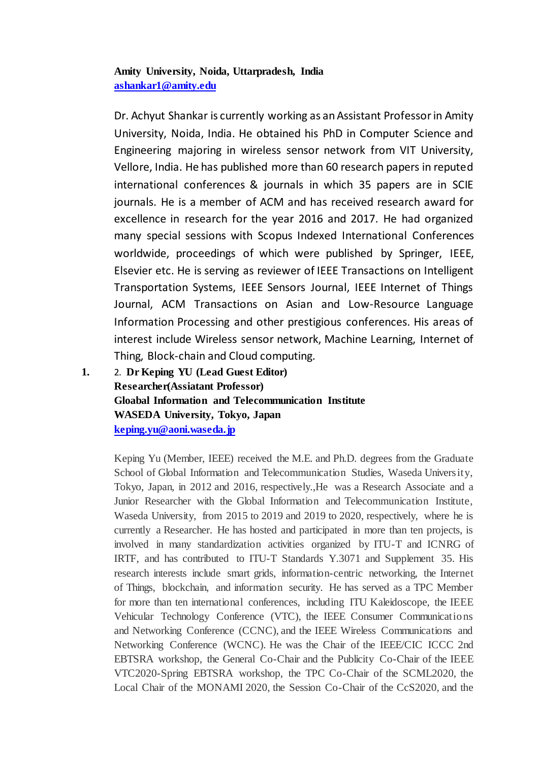**Amity University, Noida, Uttarpradesh, India**
**[ashankar1@amity.edu](mailto:ashankar1@amity.edu)**

Dr. Achyut Shankar is currently working as an Assistant Professor in Amity University, Noida, India. He obtained his PhD in Computer Science and Engineering majoring in wireless sensor network from VIT University, Vellore, India. He has published more than 60 research papers in reputed international conferences & journals in which 35 papers are in SCIE journals. He is a member of ACM and has received research award for excellence in research for the year 2016 and 2017. He had organized many special sessions with Scopus Indexed International Conferences worldwide, proceedings of which were published by Springer, IEEE, Elsevier etc. He is serving as reviewer of IEEE Transactions on Intelligent Transportation Systems, IEEE Sensors Journal, IEEE Internet of Things Journal, ACM Transactions on Asian and Low-Resource Language Information Processing and other prestigious conferences. His areas of interest include Wireless sensor network, Machine Learning, Internet of Thing, Block-chain and Cloud computing.

**1.** 2. **Dr Keping YU (Lead Guest Editor)**
**Researcher(Assiatant Professor)**
**Gloabal Information and Telecommunication Institute**
**WASEDA University, Tokyo, Japan**
**[keping.yu@aoni.waseda.jp](mailto:keping.yu@aoni.waseda.jp)**

Keping Yu (Member, IEEE) received the M.E. and Ph.D. degrees from the Graduate School of Global Information and Telecommunication Studies, Waseda University, Tokyo, Japan, in 2012 and 2016, respectively.,He was a Research Associate and a Junior Researcher with the Global Information and Telecommunication Institute, Waseda University, from 2015 to 2019 and 2019 to 2020, respectively, where he is currently a Researcher. He has hosted and participated in more than ten projects, is involved in many standardization activities organized by ITU-T and ICNRG of IRTF, and has contributed to ITU-T Standards Y.3071 and Supplement 35. His research interests include smart grids, information-centric networking, the Internet of Things, blockchain, and information security. He has served as a TPC Member for more than ten international conferences, including ITU Kaleidoscope, the IEEE Vehicular Technology Conference (VTC), the IEEE Consumer Communications and Networking Conference (CCNC), and the IEEE Wireless Communications and Networking Conference (WCNC). He was the Chair of the IEEE/CIC ICCC 2nd EBTSRA workshop, the General Co-Chair and the Publicity Co-Chair of the IEEE VTC2020-Spring EBTSRA workshop, the TPC Co-Chair of the SCML2020, the Local Chair of the MONAMI 2020, the Session Co-Chair of the CcS2020, and the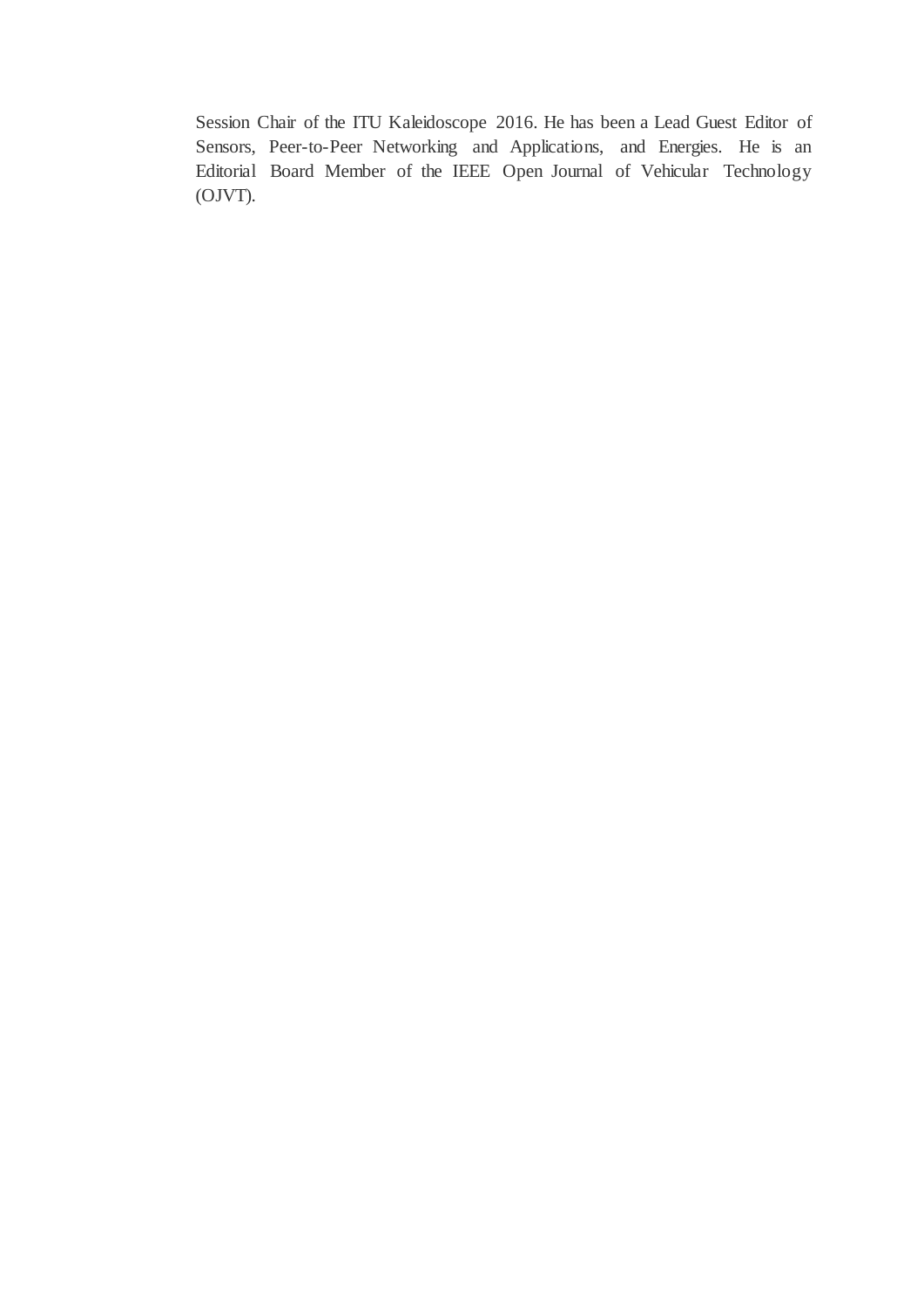Session Chair of the ITU Kaleidoscope 2016. He has been a Lead Guest Editor of Sensors, Peer-to-Peer Networking and Applications, and Energies. He is an Editorial Board Member of the IEEE Open Journal of Vehicular Technology (OJVT).